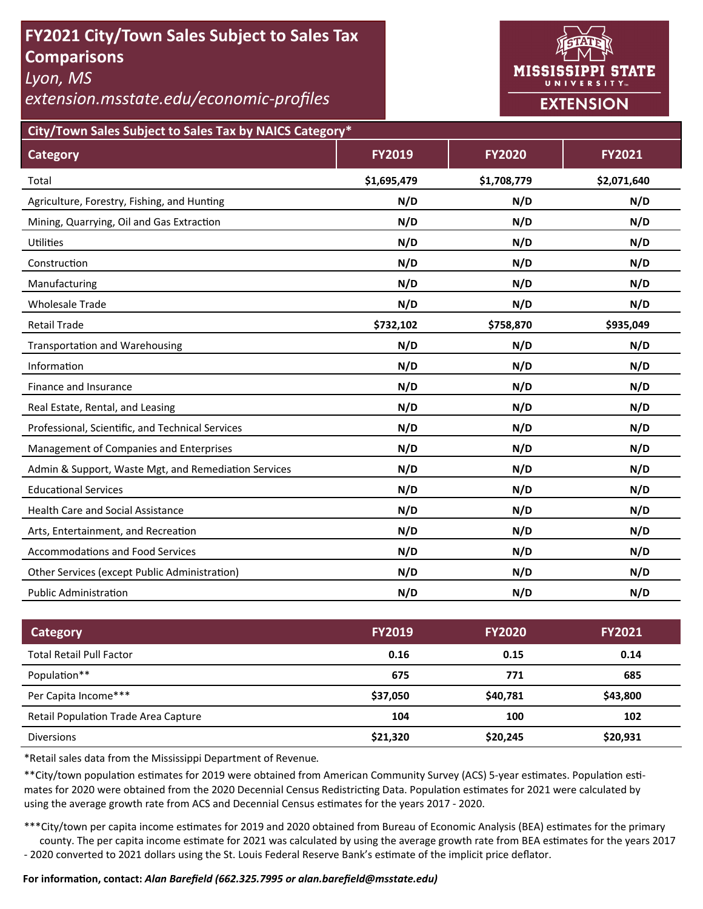# FY2021 City/Town Sales Subject to Sales Tax Comparisons

*Lyon, MS*

*extension.msstate.edu/economic-profiles*

MISSISSIPPI STATE UNIVERSITY EXTENSION

## City/Town Sales Subject to Sales Tax by NAICS Category*

| Category | FY2019 | FY2020 | FY2021 |
|---|---|---|---|
| Total | **$1,695,479** | **$1,708,779** | **$2,071,640** |
| Agriculture, Forestry, Fishing, and Hunting | **N/D** | **N/D** | **N/D** |
| Mining, Quarrying, Oil and Gas Extraction | **N/D** | **N/D** | **N/D** |
| Utilities | **N/D** | **N/D** | **N/D** |
| Construction | **N/D** | **N/D** | **N/D** |
| Manufacturing | **N/D** | **N/D** | **N/D** |
| Wholesale Trade | **N/D** | **N/D** | **N/D** |
| Retail Trade | **$732,102** | **$758,870** | **$935,049** |
| Transportation and Warehousing | **N/D** | **N/D** | **N/D** |
| Information | **N/D** | **N/D** | **N/D** |
| Finance and Insurance | **N/D** | **N/D** | **N/D** |
| Real Estate, Rental, and Leasing | **N/D** | **N/D** | **N/D** |
| Professional, Scientific, and Technical Services | **N/D** | **N/D** | **N/D** |
| Management of Companies and Enterprises | **N/D** | **N/D** | **N/D** |
| Admin & Support, Waste Mgt, and Remediation Services | **N/D** | **N/D** | **N/D** |
| Educational Services | **N/D** | **N/D** | **N/D** |
| Health Care and Social Assistance | **N/D** | **N/D** | **N/D** |
| Arts, Entertainment, and Recreation | **N/D** | **N/D** | **N/D** |
| Accommodations and Food Services | **N/D** | **N/D** | **N/D** |
| Other Services (except Public Administration) | **N/D** | **N/D** | **N/D** |
| Public Administration | **N/D** | **N/D** | **N/D** |

| Category | FY2019 | FY2020 | FY2021 |
|---|---|---|---|
| Total Retail Pull Factor | **0.16** | **0.15** | **0.14** |
| Population** | **675** | **771** | **685** |
| Per Capita Income*** | **$37,050** | **$40,781** | **$43,800** |
| Retail Population Trade Area Capture | **104** | **100** | **102** |
| Diversions | **$21,320** | **$20,245** | **$20,931** |

*Retail sales data from the Mississippi Department of Revenue.

**City/town population estimates for 2019 were obtained from American Community Survey (ACS) 5-year estimates. Population estimates for 2020 were obtained from the 2020 Decennial Census Redistricting Data. Population estimates for 2021 were calculated by using the average growth rate from ACS and Decennial Census estimates for the years 2017 - 2020.

***City/town per capita income estimates for 2019 and 2020 obtained from Bureau of Economic Analysis (BEA) estimates for the primary county. The per capita income estimate for 2021 was calculated by using the average growth rate from BEA estimates for the years 2017 - 2020 converted to 2021 dollars using the St. Louis Federal Reserve Bank's estimate of the implicit price deflator.

**For information, contact:** ***Alan Barefield (662.325.7995 or alan.barefield@msstate.edu)***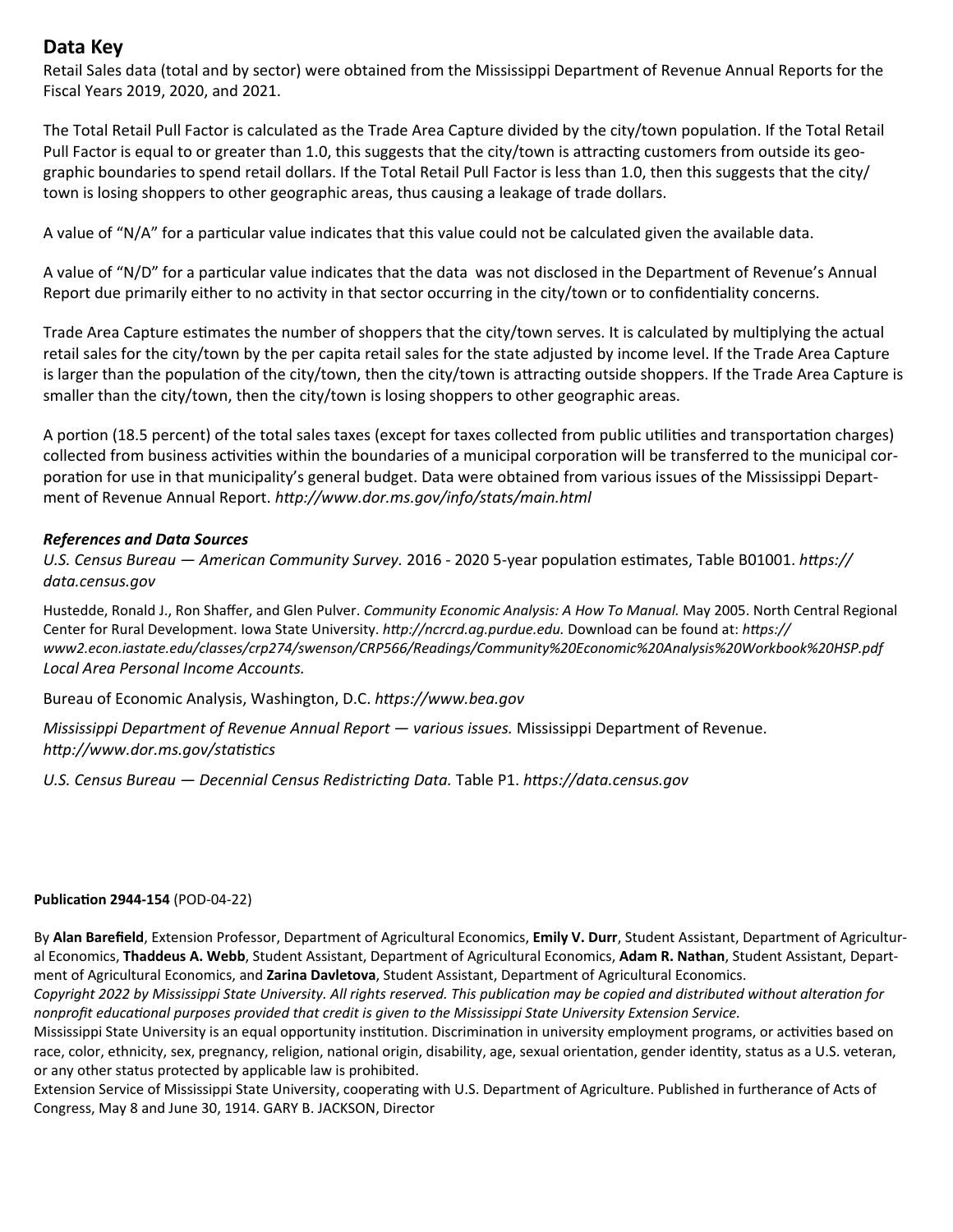## Data Key

Retail Sales data (total and by sector) were obtained from the Mississippi Department of Revenue Annual Reports for the Fiscal Years 2019, 2020, and 2021.

The Total Retail Pull Factor is calculated as the Trade Area Capture divided by the city/town population. If the Total Retail Pull Factor is equal to or greater than 1.0, this suggests that the city/town is attracting customers from outside its geographic boundaries to spend retail dollars. If the Total Retail Pull Factor is less than 1.0, then this suggests that the city/town is losing shoppers to other geographic areas, thus causing a leakage of trade dollars.

A value of "N/A" for a particular value indicates that this value could not be calculated given the available data.

A value of "N/D" for a particular value indicates that the data was not disclosed in the Department of Revenue's Annual Report due primarily either to no activity in that sector occurring in the city/town or to confidentiality concerns.

Trade Area Capture estimates the number of shoppers that the city/town serves. It is calculated by multiplying the actual retail sales for the city/town by the per capita retail sales for the state adjusted by income level. If the Trade Area Capture is larger than the population of the city/town, then the city/town is attracting outside shoppers. If the Trade Area Capture is smaller than the city/town, then the city/town is losing shoppers to other geographic areas.

A portion (18.5 percent) of the total sales taxes (except for taxes collected from public utilities and transportation charges) collected from business activities within the boundaries of a municipal corporation will be transferred to the municipal corporation for use in that municipality's general budget. Data were obtained from various issues of the Mississippi Department of Revenue Annual Report. *http://www.dor.ms.gov/info/stats/main.html*

### *References and Data Sources*

*U.S. Census Bureau — American Community Survey.* 2016 - 2020 5-year population estimates, Table B01001. *https://data.census.gov*

Hustedde, Ronald J., Ron Shaffer, and Glen Pulver. *Community Economic Analysis: A How To Manual.* May 2005. North Central Regional Center for Rural Development. Iowa State University. *http://ncrcrd.ag.purdue.edu.* Download can be found at: *https://www2.econ.iastate.edu/classes/crp274/swenson/CRP566/Readings/Community%20Economic%20Analysis%20Workbook%20HSP.pdf* *Local Area Personal Income Accounts.*

Bureau of Economic Analysis, Washington, D.C. *https://www.bea.gov*

*Mississippi Department of Revenue Annual Report — various issues.* Mississippi Department of Revenue. *http://www.dor.ms.gov/statistics*

*U.S. Census Bureau — Decennial Census Redistricting Data.* Table P1. *https://data.census.gov*

**Publication 2944-154** (POD-04-22)

By **Alan Barefield**, Extension Professor, Department of Agricultural Economics, **Emily V. Durr**, Student Assistant, Department of Agricultural Economics, **Thaddeus A. Webb**, Student Assistant, Department of Agricultural Economics, **Adam R. Nathan**, Student Assistant, Department of Agricultural Economics, and **Zarina Davletova**, Student Assistant, Department of Agricultural Economics.

*Copyright 2022 by Mississippi State University. All rights reserved. This publication may be copied and distributed without alteration for nonprofit educational purposes provided that credit is given to the Mississippi State University Extension Service.*

Mississippi State University is an equal opportunity institution. Discrimination in university employment programs, or activities based on race, color, ethnicity, sex, pregnancy, religion, national origin, disability, age, sexual orientation, gender identity, status as a U.S. veteran, or any other status protected by applicable law is prohibited.

Extension Service of Mississippi State University, cooperating with U.S. Department of Agriculture. Published in furtherance of Acts of Congress, May 8 and June 30, 1914. GARY B. JACKSON, Director